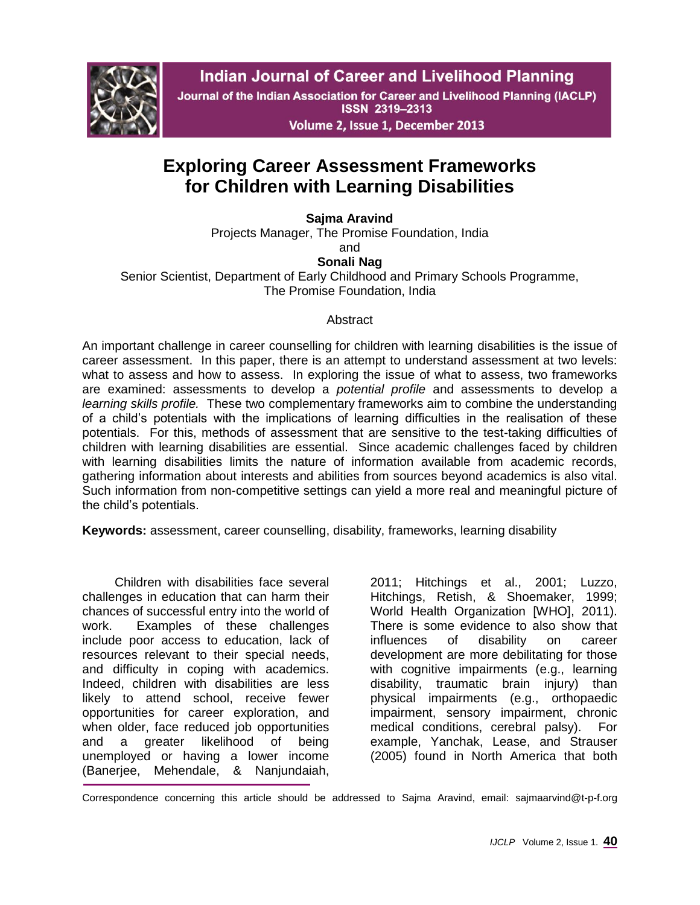# Exploring Career Assessment Frameworks for Children with Learning Disabilities

**Sajma Aravind**
Projects Manager, The Promise Foundation, India
and
**Sonali Nag**
Senior Scientist, Department of Early Childhood and Primary Schools Programme, The Promise Foundation, India

## Abstract

An important challenge in career counselling for children with learning disabilities is the issue of career assessment. In this paper, there is an attempt to understand assessment at two levels: what to assess and how to assess. In exploring the issue of what to assess, two frameworks are examined: assessments to develop a *potential profile* and assessments to develop a *learning skills profile.* These two complementary frameworks aim to combine the understanding of a child's potentials with the implications of learning difficulties in the realisation of these potentials. For this, methods of assessment that are sensitive to the test-taking difficulties of children with learning disabilities are essential. Since academic challenges faced by children with learning disabilities limits the nature of information available from academic records, gathering information about interests and abilities from sources beyond academics is also vital. Such information from non-competitive settings can yield a more real and meaningful picture of the child's potentials.

**Keywords:** assessment, career counselling, disability, frameworks, learning disability

Children with disabilities face several challenges in education that can harm their chances of successful entry into the world of work. Examples of these challenges include poor access to education, lack of resources relevant to their special needs, and difficulty in coping with academics. Indeed, children with disabilities are less likely to attend school, receive fewer opportunities for career exploration, and when older, face reduced job opportunities and a greater likelihood of being unemployed or having a lower income (Banerjee, Mehendale, & Nanjundaiah, 2011; Hitchings et al., 2001; Luzzo, Hitchings, Retish, & Shoemaker, 1999; World Health Organization [WHO], 2011). There is some evidence to also show that influences of disability on career development are more debilitating for those with cognitive impairments (e.g., learning disability, traumatic brain injury) than physical impairments (e.g., orthopaedic impairment, sensory impairment, chronic medical conditions, cerebral palsy). For example, Yanchak, Lease, and Strauser (2005) found in North America that both

Correspondence concerning this article should be addressed to Sajma Aravind, email: sajmaarvind@t-p-f.org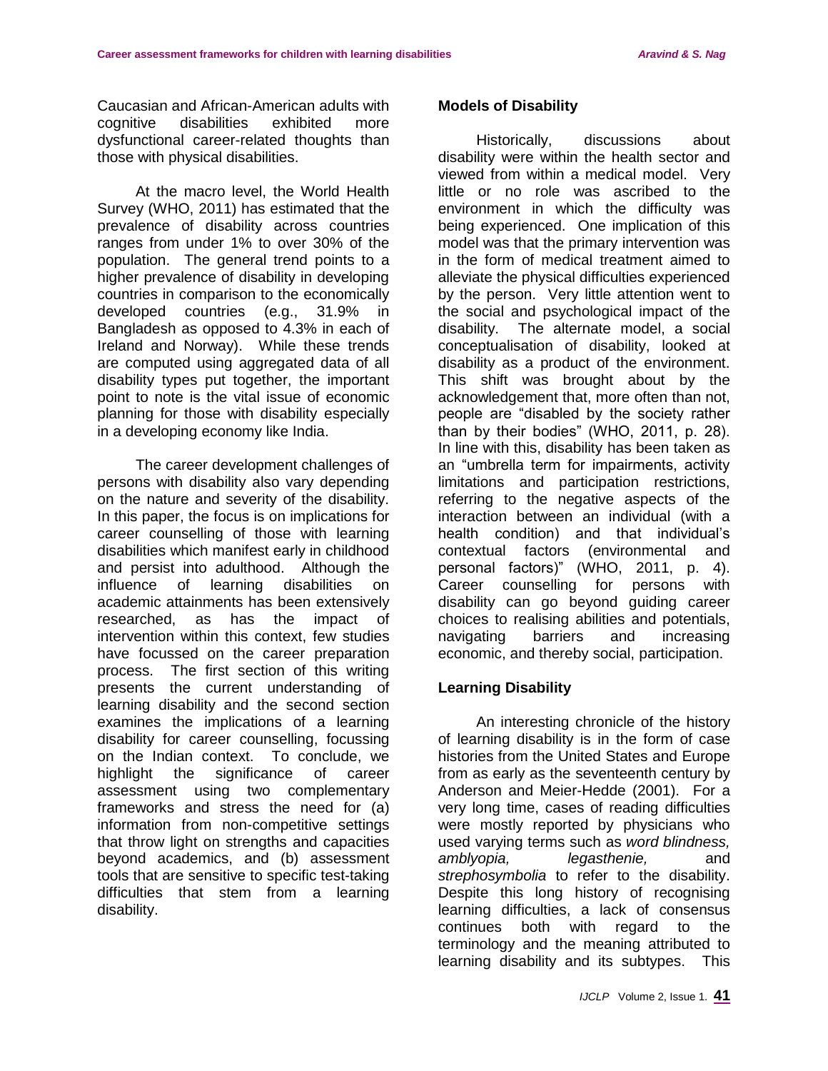Caucasian and African-American adults with cognitive disabilities exhibited more dysfunctional career-related thoughts than those with physical disabilities.

At the macro level, the World Health Survey (WHO, 2011) has estimated that the prevalence of disability across countries ranges from under 1% to over 30% of the population. The general trend points to a higher prevalence of disability in developing countries in comparison to the economically developed countries (e.g., 31.9% in Bangladesh as opposed to 4.3% in each of Ireland and Norway). While these trends are computed using aggregated data of all disability types put together, the important point to note is the vital issue of economic planning for those with disability especially in a developing economy like India.

The career development challenges of persons with disability also vary depending on the nature and severity of the disability. In this paper, the focus is on implications for career counselling of those with learning disabilities which manifest early in childhood and persist into adulthood. Although the influence of learning disabilities on academic attainments has been extensively researched, as has the impact of intervention within this context, few studies have focussed on the career preparation process. The first section of this writing presents the current understanding of learning disability and the second section examines the implications of a learning disability for career counselling, focussing on the Indian context. To conclude, we highlight the significance of career assessment using two complementary frameworks and stress the need for (a) information from non-competitive settings that throw light on strengths and capacities beyond academics, and (b) assessment tools that are sensitive to specific test-taking difficulties that stem from a learning disability.

## Models of Disability

Historically, discussions about disability were within the health sector and viewed from within a medical model. Very little or no role was ascribed to the environment in which the difficulty was being experienced. One implication of this model was that the primary intervention was in the form of medical treatment aimed to alleviate the physical difficulties experienced by the person. Very little attention went to the social and psychological impact of the disability. The alternate model, a social conceptualisation of disability, looked at disability as a product of the environment. This shift was brought about by the acknowledgement that, more often than not, people are "disabled by the society rather than by their bodies" (WHO, 2011, p. 28). In line with this, disability has been taken as an "umbrella term for impairments, activity limitations and participation restrictions, referring to the negative aspects of the interaction between an individual (with a health condition) and that individual's contextual factors (environmental and personal factors)" (WHO, 2011, p. 4). Career counselling for persons with disability can go beyond guiding career choices to realising abilities and potentials, navigating barriers and increasing economic, and thereby social, participation.

## Learning Disability

An interesting chronicle of the history of learning disability is in the form of case histories from the United States and Europe from as early as the seventeenth century by Anderson and Meier-Hedde (2001). For a very long time, cases of reading difficulties were mostly reported by physicians who used varying terms such as *word blindness, amblyopia, legasthenie,* and *strephosymbolia* to refer to the disability. Despite this long history of recognising learning difficulties, a lack of consensus continues both with regard to the terminology and the meaning attributed to learning disability and its subtypes. This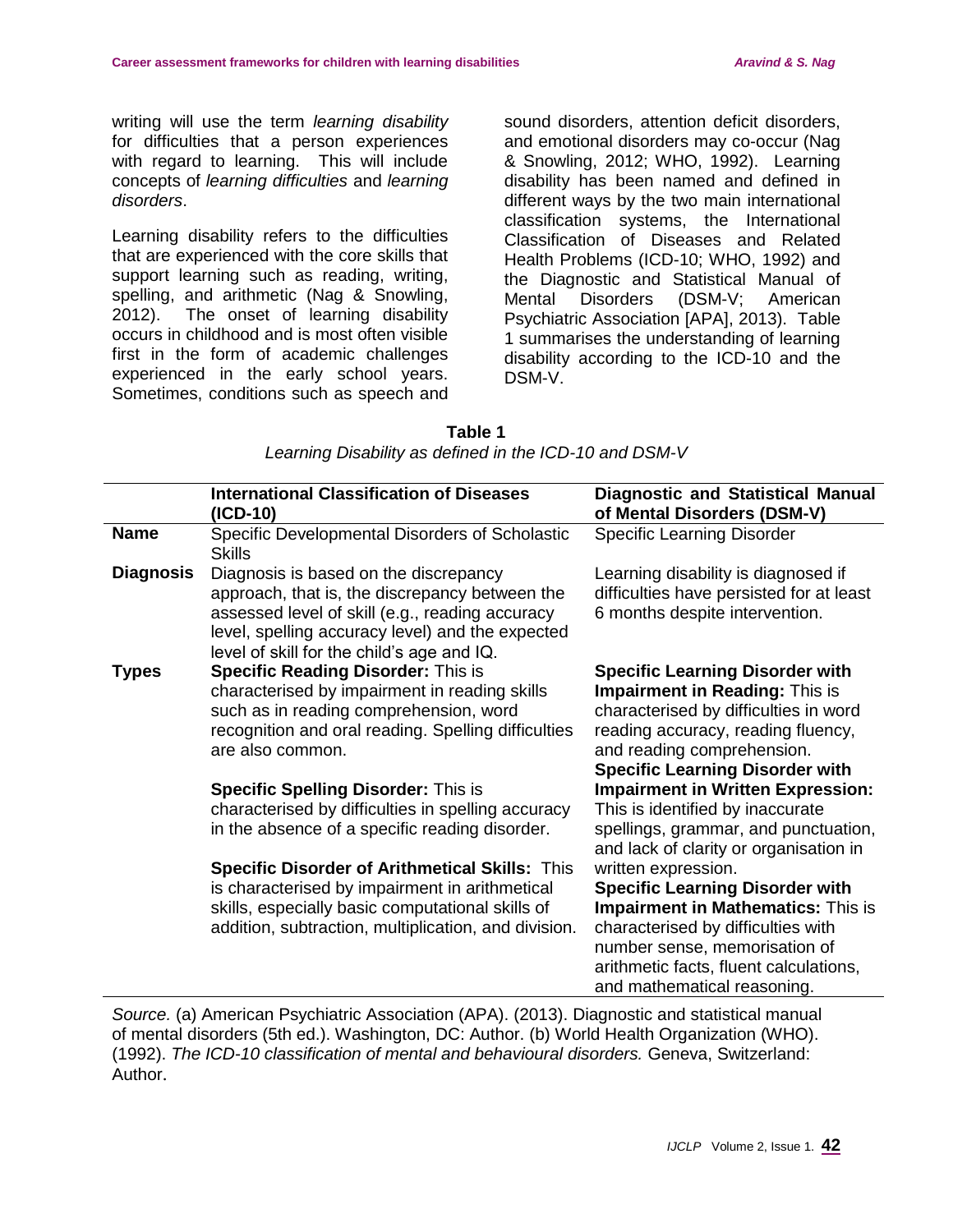writing will use the term *learning disability* for difficulties that a person experiences with regard to learning. This will include concepts of *learning difficulties* and *learning disorders*.

Learning disability refers to the difficulties that are experienced with the core skills that support learning such as reading, writing, spelling, and arithmetic (Nag & Snowling, 2012). The onset of learning disability occurs in childhood and is most often visible first in the form of academic challenges experienced in the early school years. Sometimes, conditions such as speech and sound disorders, attention deficit disorders, and emotional disorders may co-occur (Nag & Snowling, 2012; WHO, 1992). Learning disability has been named and defined in different ways by the two main international classification systems, the International Classification of Diseases and Related Health Problems (ICD-10; WHO, 1992) and the Diagnostic and Statistical Manual of Mental Disorders (DSM-V; American Psychiatric Association [APA], 2013). Table 1 summarises the understanding of learning disability according to the ICD-10 and the DSM-V.

**Table 1**

*Learning Disability as defined in the ICD-10 and DSM-V*

| | International Classification of Diseases (ICD-10) | Diagnostic and Statistical Manual of Mental Disorders (DSM-V) |
|---|---|---|
| **Name** | Specific Developmental Disorders of Scholastic Skills | Specific Learning Disorder |
| **Diagnosis** | Diagnosis is based on the discrepancy approach, that is, the discrepancy between the assessed level of skill (e.g., reading accuracy level, spelling accuracy level) and the expected level of skill for the child's age and IQ. | Learning disability is diagnosed if difficulties have persisted for at least 6 months despite intervention. |
| **Types** | **Specific Reading Disorder:** This is characterised by impairment in reading skills such as in reading comprehension, word recognition and oral reading. Spelling difficulties are also common.<br><br>**Specific Spelling Disorder:** This is characterised by difficulties in spelling accuracy in the absence of a specific reading disorder.<br><br>**Specific Disorder of Arithmetical Skills:** This is characterised by impairment in arithmetical skills, especially basic computational skills of addition, subtraction, multiplication, and division. | **Specific Learning Disorder with Impairment in Reading:** This is characterised by difficulties in word reading accuracy, reading fluency, and reading comprehension.<br>**Specific Learning Disorder with Impairment in Written Expression:** This is identified by inaccurate spellings, grammar, and punctuation, and lack of clarity or organisation in written expression.<br>**Specific Learning Disorder with Impairment in Mathematics:** This is characterised by difficulties with number sense, memorisation of arithmetic facts, fluent calculations, and mathematical reasoning. |

*Source.* (a) American Psychiatric Association (APA). (2013). Diagnostic and statistical manual of mental disorders (5th ed.). Washington, DC: Author. (b) World Health Organization (WHO). (1992). *The ICD-10 classification of mental and behavioural disorders.* Geneva, Switzerland: Author.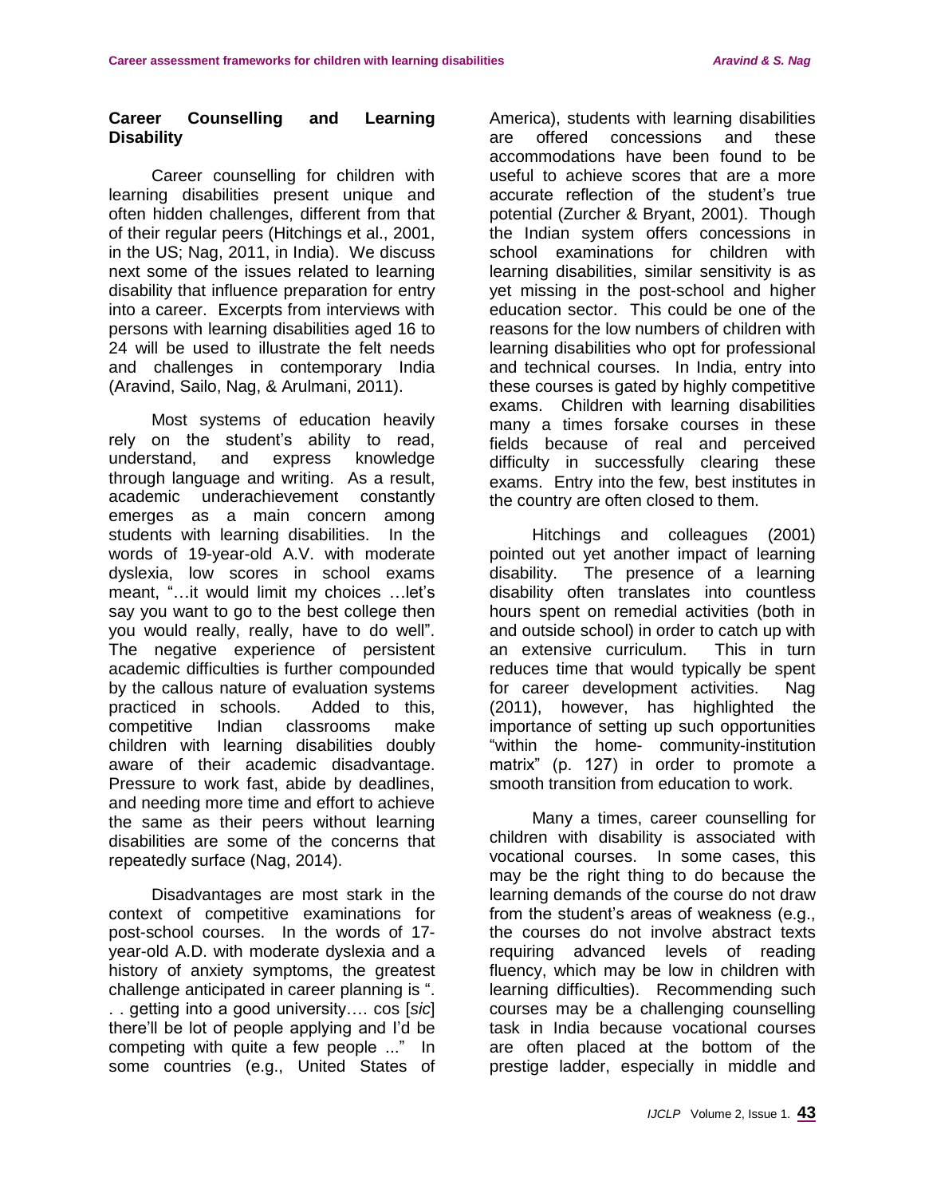## Career Counselling and Learning Disability

Career counselling for children with learning disabilities present unique and often hidden challenges, different from that of their regular peers (Hitchings et al., 2001, in the US; Nag, 2011, in India). We discuss next some of the issues related to learning disability that influence preparation for entry into a career. Excerpts from interviews with persons with learning disabilities aged 16 to 24 will be used to illustrate the felt needs and challenges in contemporary India (Aravind, Sailo, Nag, & Arulmani, 2011).

Most systems of education heavily rely on the student's ability to read, understand, and express knowledge through language and writing. As a result, academic underachievement constantly emerges as a main concern among students with learning disabilities. In the words of 19-year-old A.V. with moderate dyslexia, low scores in school exams meant, "…it would limit my choices …let's say you want to go to the best college then you would really, really, have to do well". The negative experience of persistent academic difficulties is further compounded by the callous nature of evaluation systems practiced in schools. Added to this, competitive Indian classrooms make children with learning disabilities doubly aware of their academic disadvantage. Pressure to work fast, abide by deadlines, and needing more time and effort to achieve the same as their peers without learning disabilities are some of the concerns that repeatedly surface (Nag, 2014).

Disadvantages are most stark in the context of competitive examinations for post-school courses. In the words of 17-year-old A.D. with moderate dyslexia and a history of anxiety symptoms, the greatest challenge anticipated in career planning is ". . . getting into a good university…. cos [*sic*] there'll be lot of people applying and I'd be competing with quite a few people ..." In some countries (e.g., United States of America), students with learning disabilities are offered concessions and these accommodations have been found to be useful to achieve scores that are a more accurate reflection of the student's true potential (Zurcher & Bryant, 2001). Though the Indian system offers concessions in school examinations for children with learning disabilities, similar sensitivity is as yet missing in the post-school and higher education sector. This could be one of the reasons for the low numbers of children with learning disabilities who opt for professional and technical courses. In India, entry into these courses is gated by highly competitive exams. Children with learning disabilities many a times forsake courses in these fields because of real and perceived difficulty in successfully clearing these exams. Entry into the few, best institutes in the country are often closed to them.

Hitchings and colleagues (2001) pointed out yet another impact of learning disability. The presence of a learning disability often translates into countless hours spent on remedial activities (both in and outside school) in order to catch up with an extensive curriculum. This in turn reduces time that would typically be spent for career development activities. Nag (2011), however, has highlighted the importance of setting up such opportunities "within the home- community-institution matrix" (p. 127) in order to promote a smooth transition from education to work.

Many a times, career counselling for children with disability is associated with vocational courses. In some cases, this may be the right thing to do because the learning demands of the course do not draw from the student's areas of weakness (e.g., the courses do not involve abstract texts requiring advanced levels of reading fluency, which may be low in children with learning difficulties). Recommending such courses may be a challenging counselling task in India because vocational courses are often placed at the bottom of the prestige ladder, especially in middle and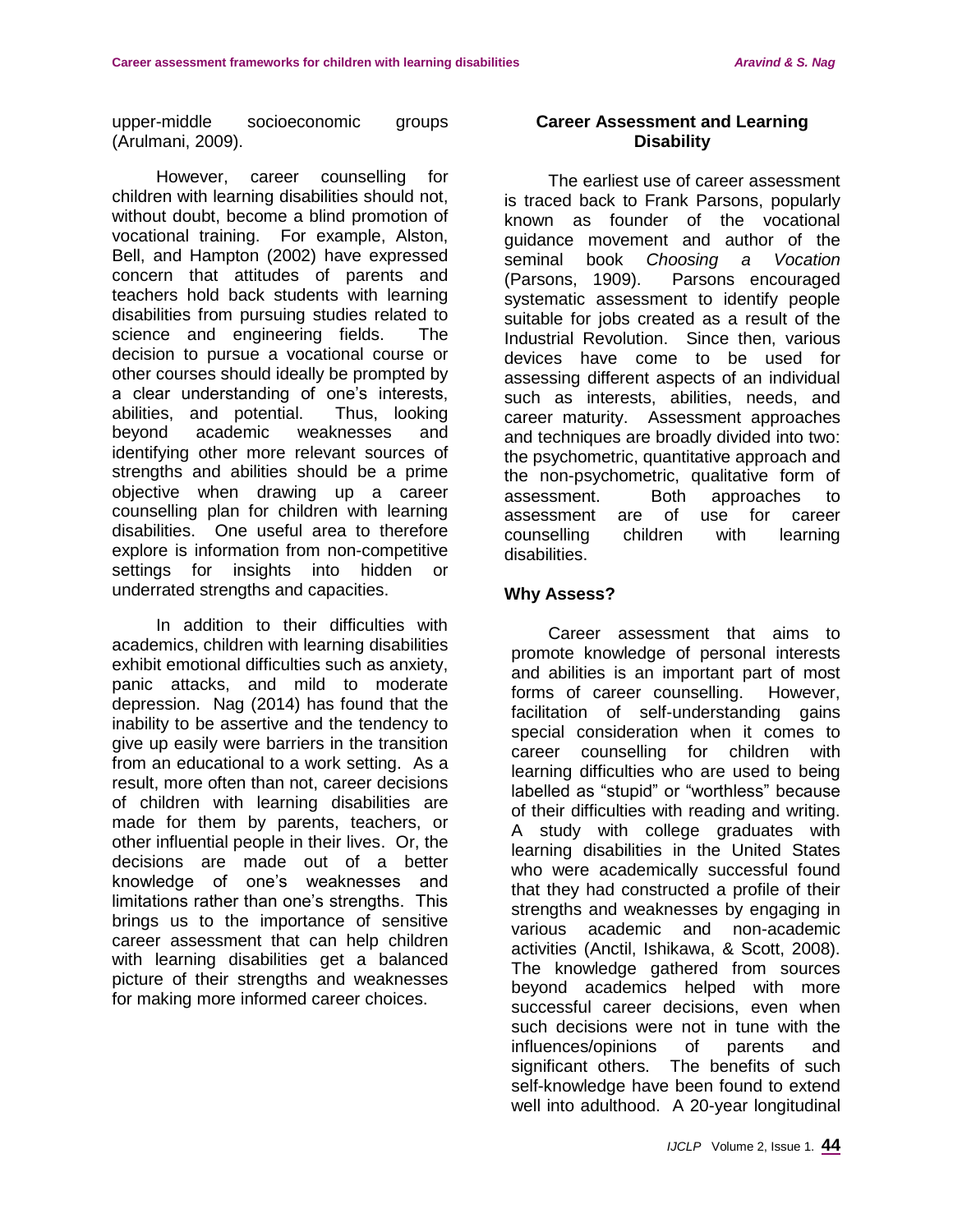upper-middle socioeconomic groups (Arulmani, 2009).

However, career counselling for children with learning disabilities should not, without doubt, become a blind promotion of vocational training. For example, Alston, Bell, and Hampton (2002) have expressed concern that attitudes of parents and teachers hold back students with learning disabilities from pursuing studies related to science and engineering fields. The decision to pursue a vocational course or other courses should ideally be prompted by a clear understanding of one's interests, abilities, and potential. Thus, looking beyond academic weaknesses and identifying other more relevant sources of strengths and abilities should be a prime objective when drawing up a career counselling plan for children with learning disabilities. One useful area to therefore explore is information from non-competitive settings for insights into hidden or underrated strengths and capacities.

In addition to their difficulties with academics, children with learning disabilities exhibit emotional difficulties such as anxiety, panic attacks, and mild to moderate depression. Nag (2014) has found that the inability to be assertive and the tendency to give up easily were barriers in the transition from an educational to a work setting. As a result, more often than not, career decisions of children with learning disabilities are made for them by parents, teachers, or other influential people in their lives. Or, the decisions are made out of a better knowledge of one's weaknesses and limitations rather than one's strengths. This brings us to the importance of sensitive career assessment that can help children with learning disabilities get a balanced picture of their strengths and weaknesses for making more informed career choices.

## Career Assessment and Learning Disability

The earliest use of career assessment is traced back to Frank Parsons, popularly known as founder of the vocational guidance movement and author of the seminal book *Choosing a Vocation* (Parsons, 1909). Parsons encouraged systematic assessment to identify people suitable for jobs created as a result of the Industrial Revolution. Since then, various devices have come to be used for assessing different aspects of an individual such as interests, abilities, needs, and career maturity. Assessment approaches and techniques are broadly divided into two: the psychometric, quantitative approach and the non-psychometric, qualitative form of assessment. Both approaches to assessment are of use for career counselling children with learning disabilities.

### Why Assess?

Career assessment that aims to promote knowledge of personal interests and abilities is an important part of most forms of career counselling. However, facilitation of self-understanding gains special consideration when it comes to career counselling for children with learning difficulties who are used to being labelled as "stupid" or "worthless" because of their difficulties with reading and writing. A study with college graduates with learning disabilities in the United States who were academically successful found that they had constructed a profile of their strengths and weaknesses by engaging in various academic and non-academic activities (Anctil, Ishikawa, & Scott, 2008). The knowledge gathered from sources beyond academics helped with more successful career decisions, even when such decisions were not in tune with the influences/opinions of parents and significant others. The benefits of such self-knowledge have been found to extend well into adulthood. A 20-year longitudinal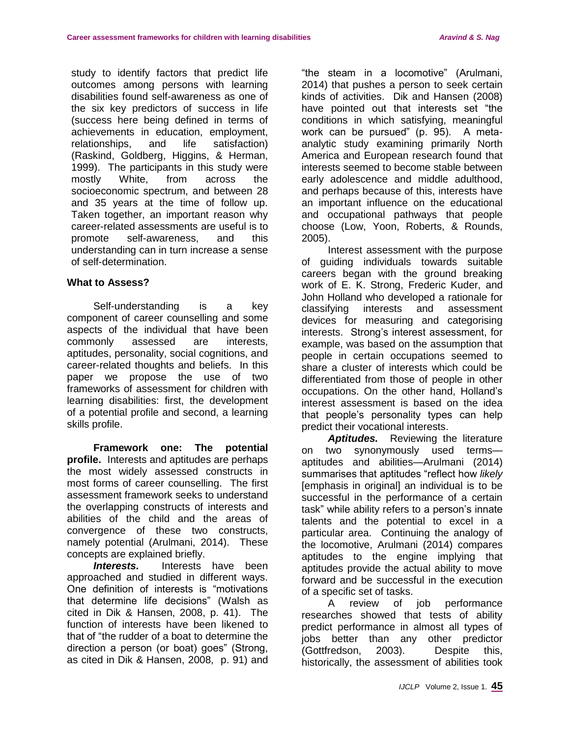study to identify factors that predict life outcomes among persons with learning disabilities found self-awareness as one of the six key predictors of success in life (success here being defined in terms of achievements in education, employment, relationships, and life satisfaction) (Raskind, Goldberg, Higgins, & Herman, 1999). The participants in this study were mostly White, from across the socioeconomic spectrum, and between 28 and 35 years at the time of follow up. Taken together, an important reason why career-related assessments are useful is to promote self-awareness, and this understanding can in turn increase a sense of self-determination.

## What to Assess?

Self-understanding is a key component of career counselling and some aspects of the individual that have been commonly assessed are interests, aptitudes, personality, social cognitions, and career-related thoughts and beliefs. In this paper we propose the use of two frameworks of assessment for children with learning disabilities: first, the development of a potential profile and second, a learning skills profile.

**Framework one: The potential profile.** Interests and aptitudes are perhaps the most widely assessed constructs in most forms of career counselling. The first assessment framework seeks to understand the overlapping constructs of interests and abilities of the child and the areas of convergence of these two constructs, namely potential (Arulmani, 2014). These concepts are explained briefly.

***Interests.*** Interests have been approached and studied in different ways. One definition of interests is "motivations that determine life decisions" (Walsh as cited in Dik & Hansen, 2008, p. 41). The function of interests have been likened to that of "the rudder of a boat to determine the direction a person (or boat) goes" (Strong, as cited in Dik & Hansen, 2008, p. 91) and "the steam in a locomotive" (Arulmani, 2014) that pushes a person to seek certain kinds of activities. Dik and Hansen (2008) have pointed out that interests set "the conditions in which satisfying, meaningful work can be pursued" (p. 95). A meta-analytic study examining primarily North America and European research found that interests seemed to become stable between early adolescence and middle adulthood, and perhaps because of this, interests have an important influence on the educational and occupational pathways that people choose (Low, Yoon, Roberts, & Rounds, 2005).

Interest assessment with the purpose of guiding individuals towards suitable careers began with the ground breaking work of E. K. Strong, Frederic Kuder, and John Holland who developed a rationale for classifying interests and assessment devices for measuring and categorising interests. Strong's interest assessment, for example, was based on the assumption that people in certain occupations seemed to share a cluster of interests which could be differentiated from those of people in other occupations. On the other hand, Holland's interest assessment is based on the idea that people's personality types can help predict their vocational interests.

***Aptitudes.*** Reviewing the literature on two synonymously used terms—aptitudes and abilities—Arulmani (2014) summarises that aptitudes "reflect how *likely* [emphasis in original] an individual is to be successful in the performance of a certain task" while ability refers to a person's innate talents and the potential to excel in a particular area. Continuing the analogy of the locomotive, Arulmani (2014) compares aptitudes to the engine implying that aptitudes provide the actual ability to move forward and be successful in the execution of a specific set of tasks.

A review of job performance researches showed that tests of ability predict performance in almost all types of jobs better than any other predictor (Gottfredson, 2003). Despite this, historically, the assessment of abilities took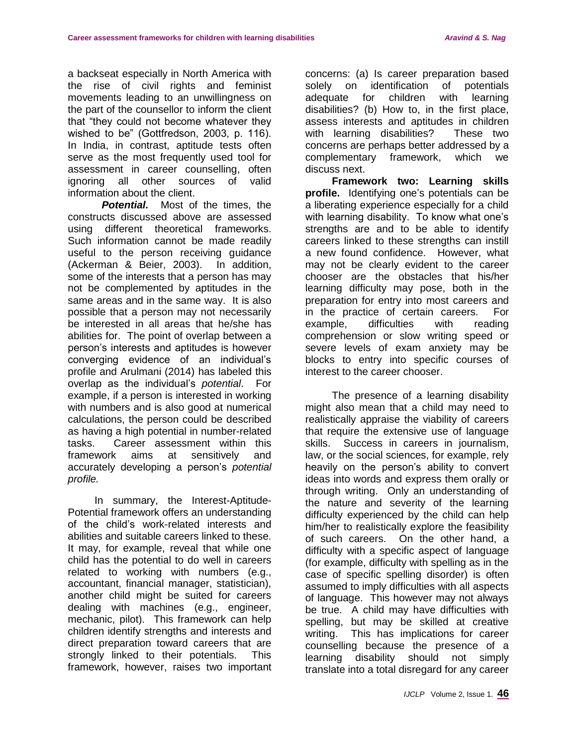a backseat especially in North America with the rise of civil rights and feminist movements leading to an unwillingness on the part of the counsellor to inform the client that "they could not become whatever they wished to be" (Gottfredson, 2003, p. 116). In India, in contrast, aptitude tests often serve as the most frequently used tool for assessment in career counselling, often ignoring all other sources of valid information about the client.

***Potential.*** Most of the times, the constructs discussed above are assessed using different theoretical frameworks. Such information cannot be made readily useful to the person receiving guidance (Ackerman & Beier, 2003). In addition, some of the interests that a person has may not be complemented by aptitudes in the same areas and in the same way. It is also possible that a person may not necessarily be interested in all areas that he/she has abilities for. The point of overlap between a person's interests and aptitudes is however converging evidence of an individual's profile and Arulmani (2014) has labeled this overlap as the individual's *potential*. For example, if a person is interested in working with numbers and is also good at numerical calculations, the person could be described as having a high potential in number-related tasks. Career assessment within this framework aims at sensitively and accurately developing a person's *potential profile.*

In summary, the Interest-Aptitude-Potential framework offers an understanding of the child's work-related interests and abilities and suitable careers linked to these. It may, for example, reveal that while one child has the potential to do well in careers related to working with numbers (e.g., accountant, financial manager, statistician), another child might be suited for careers dealing with machines (e.g., engineer, mechanic, pilot). This framework can help children identify strengths and interests and direct preparation toward careers that are strongly linked to their potentials. This framework, however, raises two important concerns: (a) Is career preparation based solely on identification of potentials adequate for children with learning disabilities? (b) How to, in the first place, assess interests and aptitudes in children with learning disabilities? These two concerns are perhaps better addressed by a complementary framework, which we discuss next.

**Framework two: Learning skills profile.** Identifying one's potentials can be a liberating experience especially for a child with learning disability. To know what one's strengths are and to be able to identify careers linked to these strengths can instill a new found confidence. However, what may not be clearly evident to the career chooser are the obstacles that his/her learning difficulty may pose, both in the preparation for entry into most careers and in the practice of certain careers. For example, difficulties with reading comprehension or slow writing speed or severe levels of exam anxiety may be blocks to entry into specific courses of interest to the career chooser.

The presence of a learning disability might also mean that a child may need to realistically appraise the viability of careers that require the extensive use of language skills. Success in careers in journalism, law, or the social sciences, for example, rely heavily on the person's ability to convert ideas into words and express them orally or through writing. Only an understanding of the nature and severity of the learning difficulty experienced by the child can help him/her to realistically explore the feasibility of such careers. On the other hand, a difficulty with a specific aspect of language (for example, difficulty with spelling as in the case of specific spelling disorder) is often assumed to imply difficulties with all aspects of language. This however may not always be true. A child may have difficulties with spelling, but may be skilled at creative writing. This has implications for career counselling because the presence of a learning disability should not simply translate into a total disregard for any career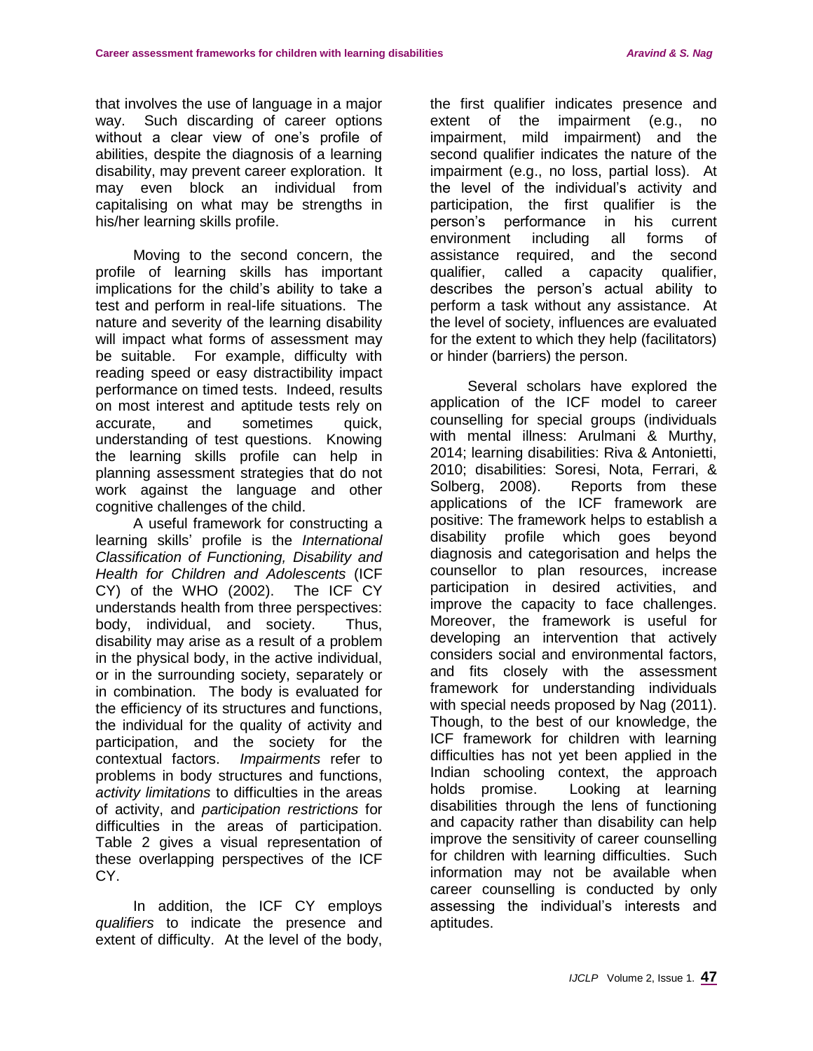that involves the use of language in a major way. Such discarding of career options without a clear view of one's profile of abilities, despite the diagnosis of a learning disability, may prevent career exploration. It may even block an individual from capitalising on what may be strengths in his/her learning skills profile.

Moving to the second concern, the profile of learning skills has important implications for the child's ability to take a test and perform in real-life situations. The nature and severity of the learning disability will impact what forms of assessment may be suitable. For example, difficulty with reading speed or easy distractibility impact performance on timed tests. Indeed, results on most interest and aptitude tests rely on accurate, and sometimes quick, understanding of test questions. Knowing the learning skills profile can help in planning assessment strategies that do not work against the language and other cognitive challenges of the child.

A useful framework for constructing a learning skills' profile is the *International Classification of Functioning, Disability and Health for Children and Adolescents* (ICF CY) of the WHO (2002). The ICF CY understands health from three perspectives: body, individual, and society. Thus, disability may arise as a result of a problem in the physical body, in the active individual, or in the surrounding society, separately or in combination. The body is evaluated for the efficiency of its structures and functions, the individual for the quality of activity and participation, and the society for the contextual factors. *Impairments* refer to problems in body structures and functions, *activity limitations* to difficulties in the areas of activity, and *participation restrictions* for difficulties in the areas of participation. Table 2 gives a visual representation of these overlapping perspectives of the ICF CY.

In addition, the ICF CY employs *qualifiers* to indicate the presence and extent of difficulty. At the level of the body, the first qualifier indicates presence and extent of the impairment (e.g., no impairment, mild impairment) and the second qualifier indicates the nature of the impairment (e.g., no loss, partial loss). At the level of the individual's activity and participation, the first qualifier is the person's performance in his current environment including all forms of assistance required, and the second qualifier, called a capacity qualifier, describes the person's actual ability to perform a task without any assistance. At the level of society, influences are evaluated for the extent to which they help (facilitators) or hinder (barriers) the person.

Several scholars have explored the application of the ICF model to career counselling for special groups (individuals with mental illness: Arulmani & Murthy, 2014; learning disabilities: Riva & Antonietti, 2010; disabilities: Soresi, Nota, Ferrari, & Solberg, 2008). Reports from these applications of the ICF framework are positive: The framework helps to establish a disability profile which goes beyond diagnosis and categorisation and helps the counsellor to plan resources, increase participation in desired activities, and improve the capacity to face challenges. Moreover, the framework is useful for developing an intervention that actively considers social and environmental factors, and fits closely with the assessment framework for understanding individuals with special needs proposed by Nag (2011). Though, to the best of our knowledge, the ICF framework for children with learning difficulties has not yet been applied in the Indian schooling context, the approach holds promise. Looking at learning disabilities through the lens of functioning and capacity rather than disability can help improve the sensitivity of career counselling for children with learning difficulties. Such information may not be available when career counselling is conducted by only assessing the individual's interests and aptitudes.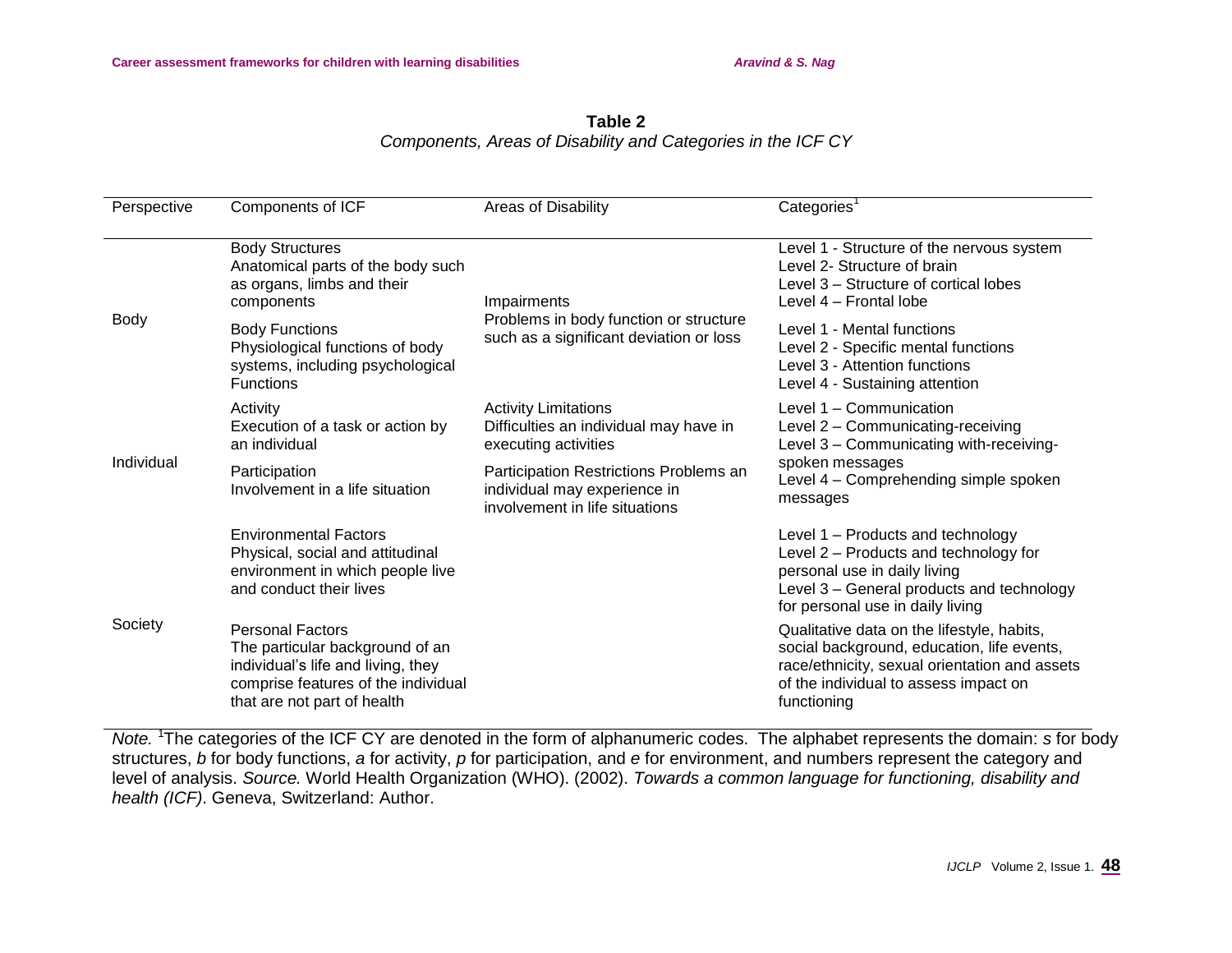**Table 2**

*Components, Areas of Disability and Categories in the ICF CY*

| Perspective | Components of ICF | Areas of Disability | Categories[1] |
|---|---|---|---|
| Body | Body Structures<br>Anatomical parts of the body such as organs, limbs and their components | Impairments<br>Problems in body function or structure such as a significant deviation or loss | Level 1 - Structure of the nervous system<br>Level 2- Structure of brain<br>Level 3 – Structure of cortical lobes<br>Level 4 – Frontal lobe |
| | Body Functions<br>Physiological functions of body systems, including psychological Functions | | Level 1 - Mental functions<br>Level 2 - Specific mental functions<br>Level 3 - Attention functions<br>Level 4 - Sustaining attention |
| Individual | Activity<br>Execution of a task or action by an individual | Activity Limitations<br>Difficulties an individual may have in executing activities | Level 1 – Communication<br>Level 2 – Communicating-receiving<br>Level 3 – Communicating with-receiving-spoken messages<br>Level 4 – Comprehending simple spoken messages |
| | Participation<br>Involvement in a life situation | Participation Restrictions Problems an individual may experience in involvement in life situations | |
| Society | Environmental Factors<br>Physical, social and attitudinal environment in which people live and conduct their lives | | Level 1 – Products and technology<br>Level 2 – Products and technology for personal use in daily living<br>Level 3 – General products and technology for personal use in daily living |
| | Personal Factors<br>The particular background of an individual's life and living, they comprise features of the individual that are not part of health | | Qualitative data on the lifestyle, habits, social background, education, life events, race/ethnicity, sexual orientation and assets of the individual to assess impact on functioning |

*Note.* [1]The categories of the ICF CY are denoted in the form of alphanumeric codes. The alphabet represents the domain: *s* for body structures, *b* for body functions, *a* for activity, *p* for participation, and *e* for environment, and numbers represent the category and level of analysis. *Source.* World Health Organization (WHO). (2002). *Towards a common language for functioning, disability and health (ICF)*. Geneva, Switzerland: Author.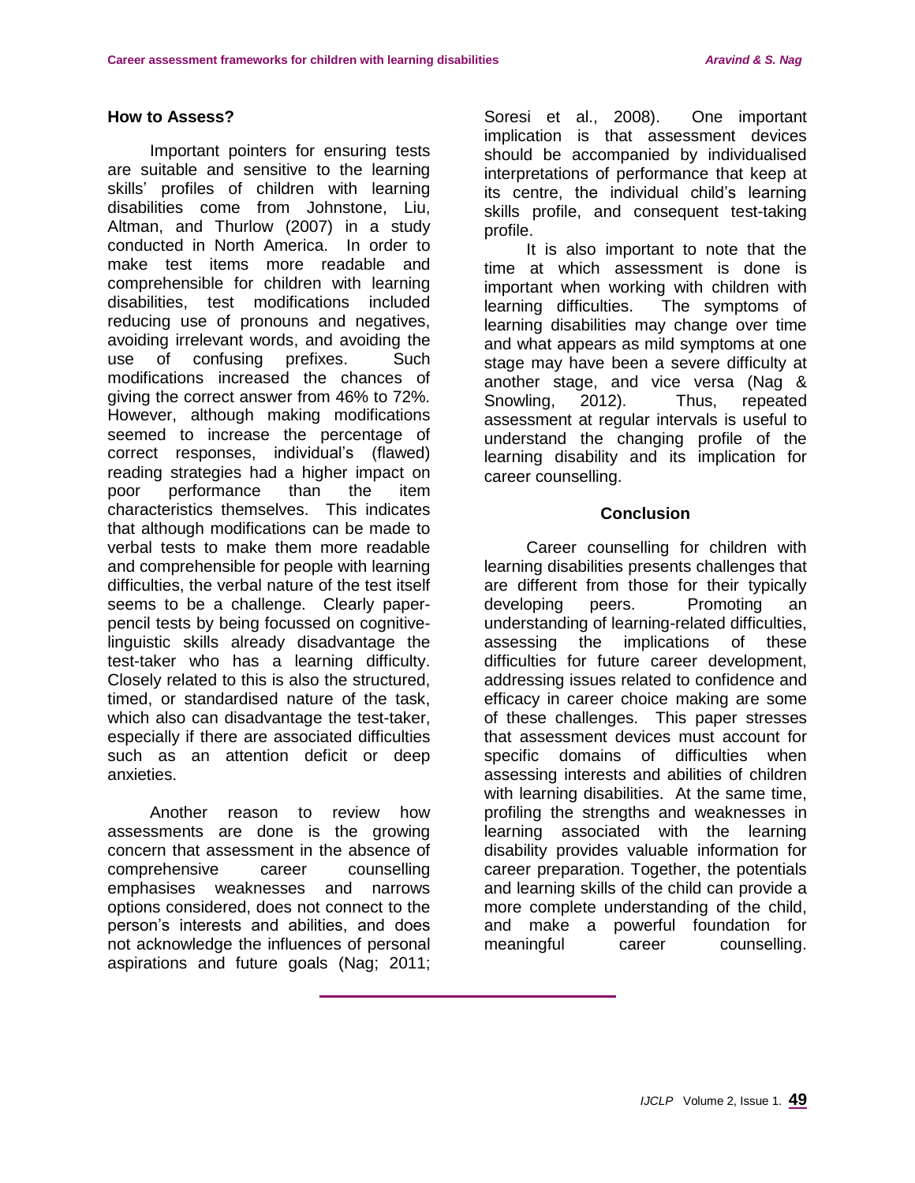## How to Assess?

Important pointers for ensuring tests are suitable and sensitive to the learning skills' profiles of children with learning disabilities come from Johnstone, Liu, Altman, and Thurlow (2007) in a study conducted in North America. In order to make test items more readable and comprehensible for children with learning disabilities, test modifications included reducing use of pronouns and negatives, avoiding irrelevant words, and avoiding the use of confusing prefixes. Such modifications increased the chances of giving the correct answer from 46% to 72%. However, although making modifications seemed to increase the percentage of correct responses, individual's (flawed) reading strategies had a higher impact on poor performance than the item characteristics themselves. This indicates that although modifications can be made to verbal tests to make them more readable and comprehensible for people with learning difficulties, the verbal nature of the test itself seems to be a challenge. Clearly paper-pencil tests by being focussed on cognitive-linguistic skills already disadvantage the test-taker who has a learning difficulty. Closely related to this is also the structured, timed, or standardised nature of the task, which also can disadvantage the test-taker, especially if there are associated difficulties such as an attention deficit or deep anxieties.

Another reason to review how assessments are done is the growing concern that assessment in the absence of comprehensive career counselling emphasises weaknesses and narrows options considered, does not connect to the person's interests and abilities, and does not acknowledge the influences of personal aspirations and future goals (Nag; 2011; Soresi et al., 2008). One important implication is that assessment devices should be accompanied by individualised interpretations of performance that keep at its centre, the individual child's learning skills profile, and consequent test-taking profile.

It is also important to note that the time at which assessment is done is important when working with children with learning difficulties. The symptoms of learning disabilities may change over time and what appears as mild symptoms at one stage may have been a severe difficulty at another stage, and vice versa (Nag & Snowling, 2012). Thus, repeated assessment at regular intervals is useful to understand the changing profile of the learning disability and its implication for career counselling.

## Conclusion

Career counselling for children with learning disabilities presents challenges that are different from those for their typically developing peers. Promoting an understanding of learning-related difficulties, assessing the implications of these difficulties for future career development, addressing issues related to confidence and efficacy in career choice making are some of these challenges. This paper stresses that assessment devices must account for specific domains of difficulties when assessing interests and abilities of children with learning disabilities. At the same time, profiling the strengths and weaknesses in learning associated with the learning disability provides valuable information for career preparation. Together, the potentials and learning skills of the child can provide a more complete understanding of the child, and make a powerful foundation for meaningful career counselling.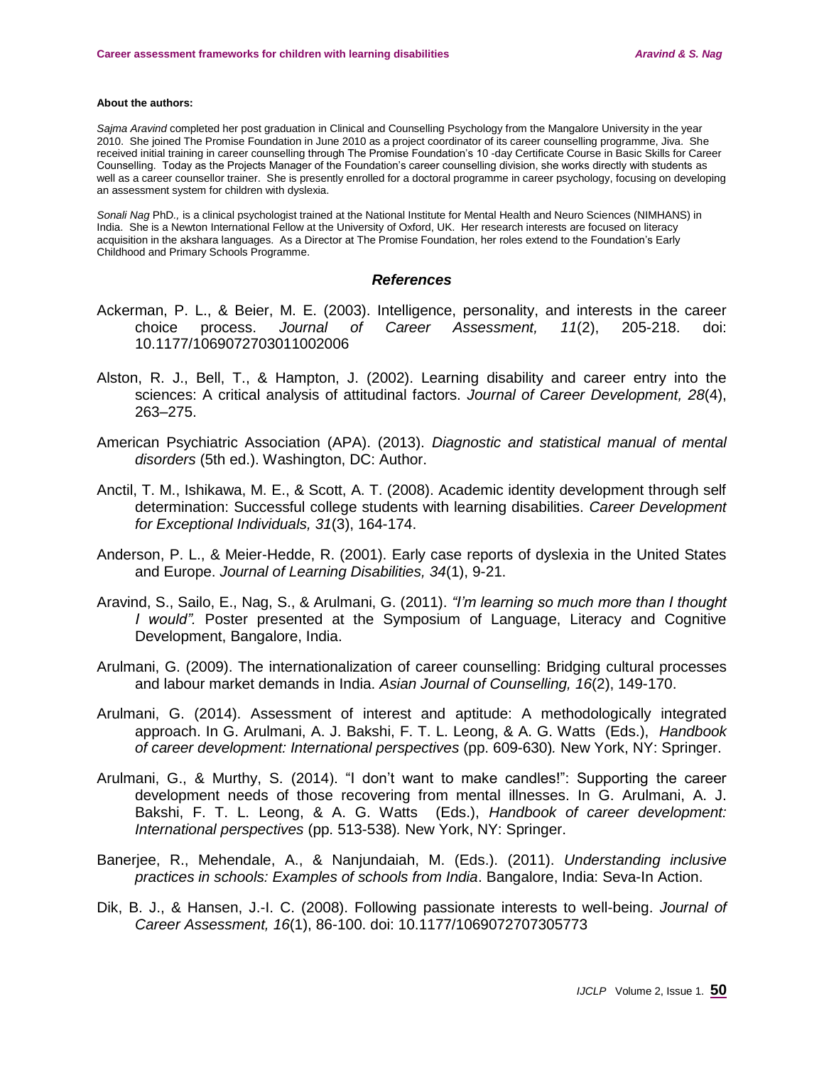**About the authors:**

*Sajma Aravind* completed her post graduation in Clinical and Counselling Psychology from the Mangalore University in the year 2010. She joined The Promise Foundation in June 2010 as a project coordinator of its career counselling programme, Jiva. She received initial training in career counselling through The Promise Foundation's 10 -day Certificate Course in Basic Skills for Career Counselling. Today as the Projects Manager of the Foundation's career counselling division, she works directly with students as well as a career counsellor trainer. She is presently enrolled for a doctoral programme in career psychology, focusing on developing an assessment system for children with dyslexia.

*Sonali Nag* PhD., is a clinical psychologist trained at the National Institute for Mental Health and Neuro Sciences (NIMHANS) in India. She is a Newton International Fellow at the University of Oxford, UK. Her research interests are focused on literacy acquisition in the akshara languages. As a Director at The Promise Foundation, her roles extend to the Foundation's Early Childhood and Primary Schools Programme.

## *References*

Ackerman, P. L., & Beier, M. E. (2003). Intelligence, personality, and interests in the career choice process. *Journal of Career Assessment, 11*(2), 205-218. doi: 10.1177/1069072703011002006

Alston, R. J., Bell, T., & Hampton, J. (2002). Learning disability and career entry into the sciences: A critical analysis of attitudinal factors. *Journal of Career Development, 28*(4), 263–275.

American Psychiatric Association (APA). (2013). *Diagnostic and statistical manual of mental disorders* (5th ed.). Washington, DC: Author.

Anctil, T. M., Ishikawa, M. E., & Scott, A. T. (2008). Academic identity development through self determination: Successful college students with learning disabilities. *Career Development for Exceptional Individuals, 31*(3), 164-174.

Anderson, P. L., & Meier-Hedde, R. (2001). Early case reports of dyslexia in the United States and Europe. *Journal of Learning Disabilities, 34*(1), 9-21.

Aravind, S., Sailo, E., Nag, S., & Arulmani, G. (2011). *"I'm learning so much more than I thought I would".* Poster presented at the Symposium of Language, Literacy and Cognitive Development, Bangalore, India.

Arulmani, G. (2009). The internationalization of career counselling: Bridging cultural processes and labour market demands in India. *Asian Journal of Counselling, 16*(2), 149-170.

Arulmani, G. (2014). Assessment of interest and aptitude: A methodologically integrated approach. In G. Arulmani, A. J. Bakshi, F. T. L. Leong, & A. G. Watts (Eds.), *Handbook of career development: International perspectives* (pp. 609-630)*.* New York, NY: Springer.

Arulmani, G., & Murthy, S. (2014). "I don't want to make candles!": Supporting the career development needs of those recovering from mental illnesses. In G. Arulmani, A. J. Bakshi, F. T. L. Leong, & A. G. Watts (Eds.), *Handbook of career development: International perspectives* (pp. 513-538)*.* New York, NY: Springer.

Banerjee, R., Mehendale, A., & Nanjundaiah, M. (Eds.). (2011). *Understanding inclusive practices in schools: Examples of schools from India*. Bangalore, India: Seva-In Action.

Dik, B. J., & Hansen, J.-I. C. (2008). Following passionate interests to well-being. *Journal of Career Assessment, 16*(1), 86-100. doi: 10.1177/1069072707305773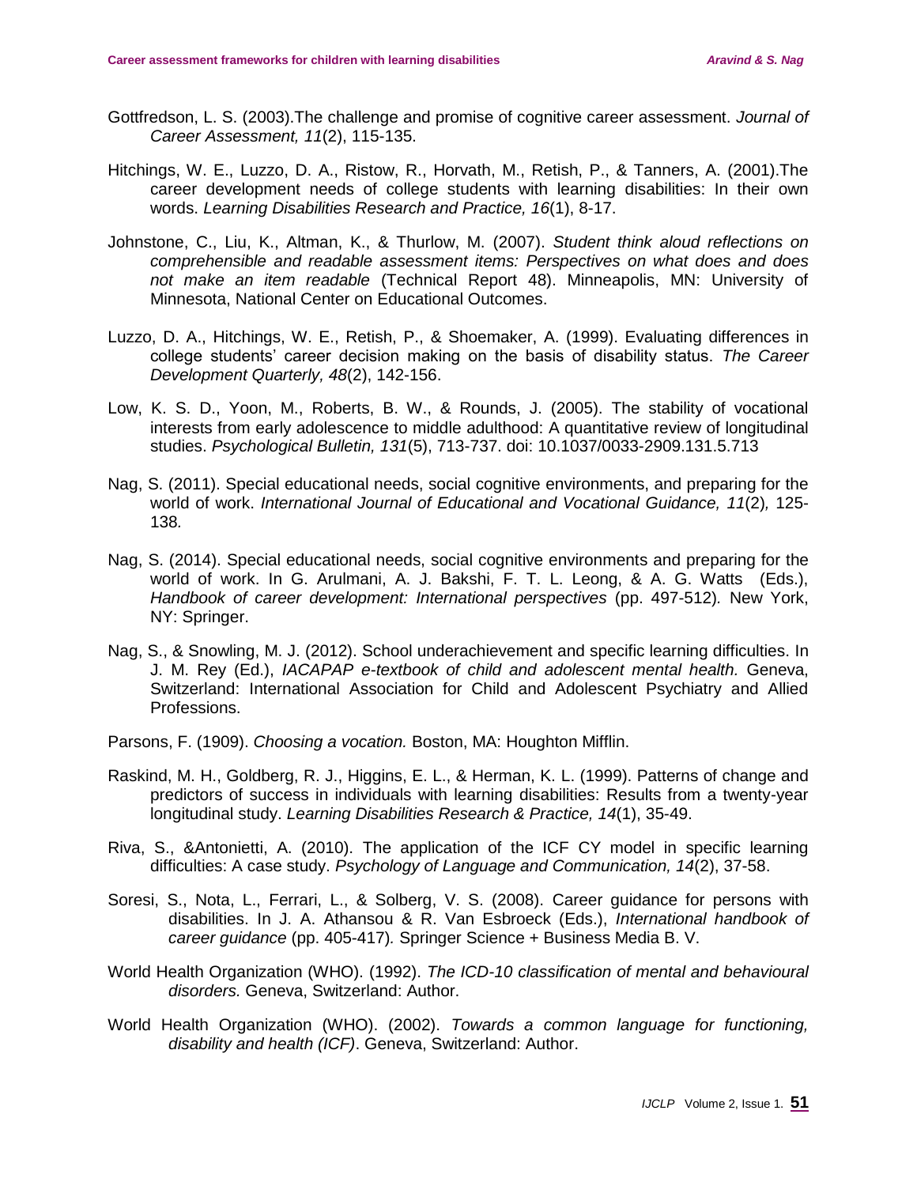Gottfredson, L. S. (2003).The challenge and promise of cognitive career assessment. *Journal of Career Assessment, 11*(2), 115-135.

Hitchings, W. E., Luzzo, D. A., Ristow, R., Horvath, M., Retish, P., & Tanners, A. (2001).The career development needs of college students with learning disabilities: In their own words. *Learning Disabilities Research and Practice, 16*(1), 8-17.

Johnstone, C., Liu, K., Altman, K., & Thurlow, M. (2007). *Student think aloud reflections on comprehensible and readable assessment items: Perspectives on what does and does not make an item readable* (Technical Report 48). Minneapolis, MN: University of Minnesota, National Center on Educational Outcomes.

Luzzo, D. A., Hitchings, W. E., Retish, P., & Shoemaker, A. (1999). Evaluating differences in college students' career decision making on the basis of disability status. *The Career Development Quarterly, 48*(2), 142-156.

Low, K. S. D., Yoon, M., Roberts, B. W., & Rounds, J. (2005). The stability of vocational interests from early adolescence to middle adulthood: A quantitative review of longitudinal studies. *Psychological Bulletin, 131*(5), 713-737. doi: 10.1037/0033-2909.131.5.713

Nag, S. (2011). Special educational needs, social cognitive environments, and preparing for the world of work. *International Journal of Educational and Vocational Guidance, 11*(2)*,* 125-138*.*

Nag, S. (2014). Special educational needs, social cognitive environments and preparing for the world of work. In G. Arulmani, A. J. Bakshi, F. T. L. Leong, & A. G. Watts (Eds.), *Handbook of career development: International perspectives* (pp. 497-512)*.* New York, NY: Springer.

Nag, S., & Snowling, M. J. (2012). School underachievement and specific learning difficulties. In J. M. Rey (Ed.), *IACAPAP e-textbook of child and adolescent mental health.* Geneva, Switzerland: International Association for Child and Adolescent Psychiatry and Allied Professions.

Parsons, F. (1909). *Choosing a vocation.* Boston, MA: Houghton Mifflin.

Raskind, M. H., Goldberg, R. J., Higgins, E. L., & Herman, K. L. (1999). Patterns of change and predictors of success in individuals with learning disabilities: Results from a twenty-year longitudinal study. *Learning Disabilities Research & Practice, 14*(1), 35-49.

Riva, S., &Antonietti, A. (2010). The application of the ICF CY model in specific learning difficulties: A case study. *Psychology of Language and Communication, 14*(2), 37-58.

Soresi, S., Nota, L., Ferrari, L., & Solberg, V. S. (2008). Career guidance for persons with disabilities. In J. A. Athansou & R. Van Esbroeck (Eds.), *International handbook of career guidance* (pp. 405-417)*.* Springer Science + Business Media B. V.

World Health Organization (WHO). (1992). *The ICD-10 classification of mental and behavioural disorders.* Geneva, Switzerland: Author.

World Health Organization (WHO). (2002). *Towards a common language for functioning, disability and health (ICF)*. Geneva, Switzerland: Author.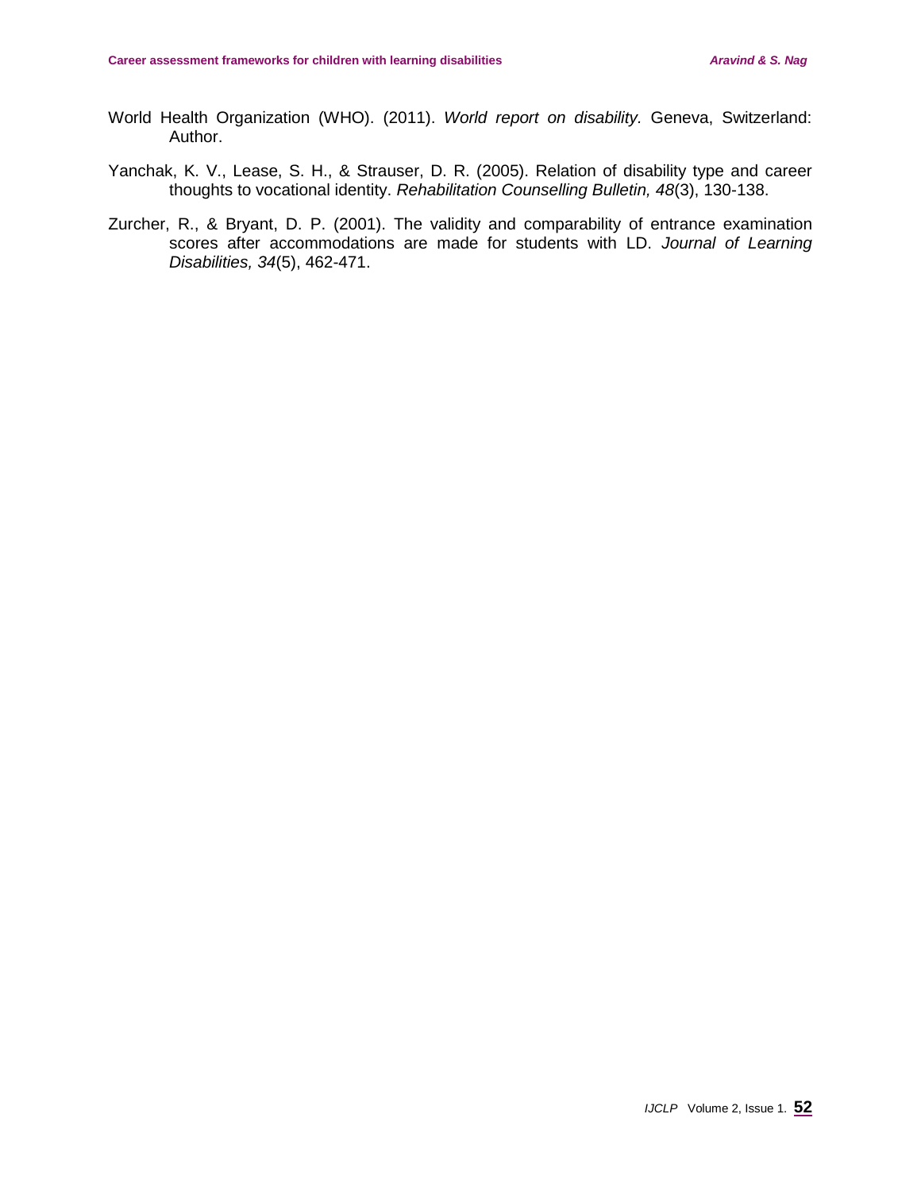World Health Organization (WHO). (2011). *World report on disability.* Geneva, Switzerland: Author.

Yanchak, K. V., Lease, S. H., & Strauser, D. R. (2005). Relation of disability type and career thoughts to vocational identity. *Rehabilitation Counselling Bulletin, 48*(3), 130-138.

Zurcher, R., & Bryant, D. P. (2001). The validity and comparability of entrance examination scores after accommodations are made for students with LD. *Journal of Learning Disabilities, 34*(5), 462-471.